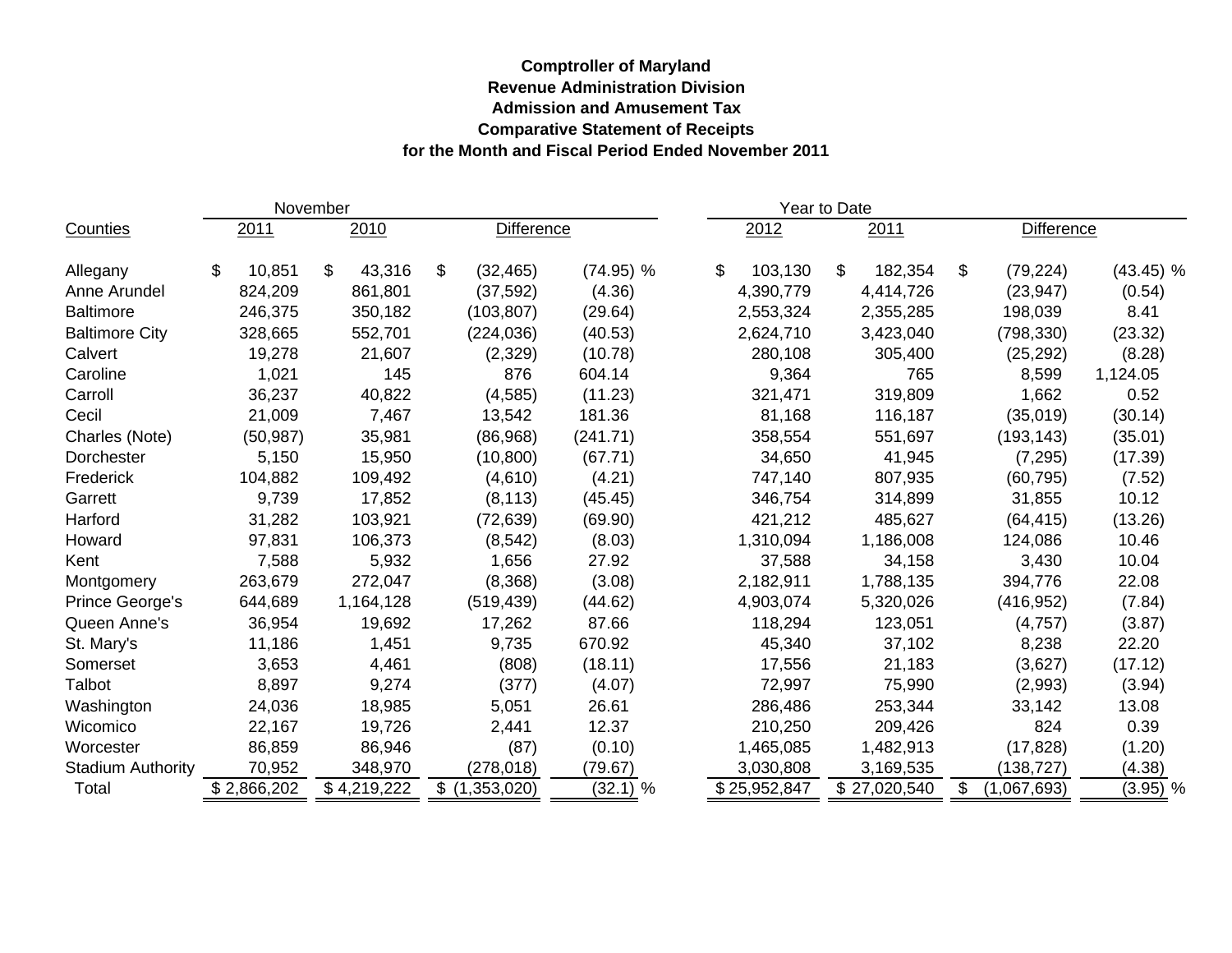**Comptroller of Maryland**
**Revenue Administration Division**
**Admission and Amusement Tax**
**Comparative Statement of Receipts**
**for the Month and Fiscal Period Ended November 2011**

| | November | | | | Year to Date | | | |
|---|---|---|---|---|---|---|---|---|
| Counties | 2011 | 2010 | Difference | | 2012 | 2011 | Difference | |
| Allegany | $ 10,851 | $ 43,316 | $ (32,465) | (74.95) % | $ 103,130 | $ 182,354 | $ (79,224) | (43.45) % |
| Anne Arundel | 824,209 | 861,801 | (37,592) | (4.36) | 4,390,779 | 4,414,726 | (23,947) | (0.54) |
| Baltimore | 246,375 | 350,182 | (103,807) | (29.64) | 2,553,324 | 2,355,285 | 198,039 | 8.41 |
| Baltimore City | 328,665 | 552,701 | (224,036) | (40.53) | 2,624,710 | 3,423,040 | (798,330) | (23.32) |
| Calvert | 19,278 | 21,607 | (2,329) | (10.78) | 280,108 | 305,400 | (25,292) | (8.28) |
| Caroline | 1,021 | 145 | 876 | 604.14 | 9,364 | 765 | 8,599 | 1,124.05 |
| Carroll | 36,237 | 40,822 | (4,585) | (11.23) | 321,471 | 319,809 | 1,662 | 0.52 |
| Cecil | 21,009 | 7,467 | 13,542 | 181.36 | 81,168 | 116,187 | (35,019) | (30.14) |
| Charles (Note) | (50,987) | 35,981 | (86,968) | (241.71) | 358,554 | 551,697 | (193,143) | (35.01) |
| Dorchester | 5,150 | 15,950 | (10,800) | (67.71) | 34,650 | 41,945 | (7,295) | (17.39) |
| Frederick | 104,882 | 109,492 | (4,610) | (4.21) | 747,140 | 807,935 | (60,795) | (7.52) |
| Garrett | 9,739 | 17,852 | (8,113) | (45.45) | 346,754 | 314,899 | 31,855 | 10.12 |
| Harford | 31,282 | 103,921 | (72,639) | (69.90) | 421,212 | 485,627 | (64,415) | (13.26) |
| Howard | 97,831 | 106,373 | (8,542) | (8.03) | 1,310,094 | 1,186,008 | 124,086 | 10.46 |
| Kent | 7,588 | 5,932 | 1,656 | 27.92 | 37,588 | 34,158 | 3,430 | 10.04 |
| Montgomery | 263,679 | 272,047 | (8,368) | (3.08) | 2,182,911 | 1,788,135 | 394,776 | 22.08 |
| Prince George's | 644,689 | 1,164,128 | (519,439) | (44.62) | 4,903,074 | 5,320,026 | (416,952) | (7.84) |
| Queen Anne's | 36,954 | 19,692 | 17,262 | 87.66 | 118,294 | 123,051 | (4,757) | (3.87) |
| St. Mary's | 11,186 | 1,451 | 9,735 | 670.92 | 45,340 | 37,102 | 8,238 | 22.20 |
| Somerset | 3,653 | 4,461 | (808) | (18.11) | 17,556 | 21,183 | (3,627) | (17.12) |
| Talbot | 8,897 | 9,274 | (377) | (4.07) | 72,997 | 75,990 | (2,993) | (3.94) |
| Washington | 24,036 | 18,985 | 5,051 | 26.61 | 286,486 | 253,344 | 33,142 | 13.08 |
| Wicomico | 22,167 | 19,726 | 2,441 | 12.37 | 210,250 | 209,426 | 824 | 0.39 |
| Worcester | 86,859 | 86,946 | (87) | (0.10) | 1,465,085 | 1,482,913 | (17,828) | (1.20) |
| Stadium Authority | 70,952 | 348,970 | (278,018) | (79.67) | 3,030,808 | 3,169,535 | (138,727) | (4.38) |
| Total | $ 2,866,202 | $ 4,219,222 | $ (1,353,020) | (32.1) % | $ 25,952,847 | $ 27,020,540 | $ (1,067,693) | (3.95) % |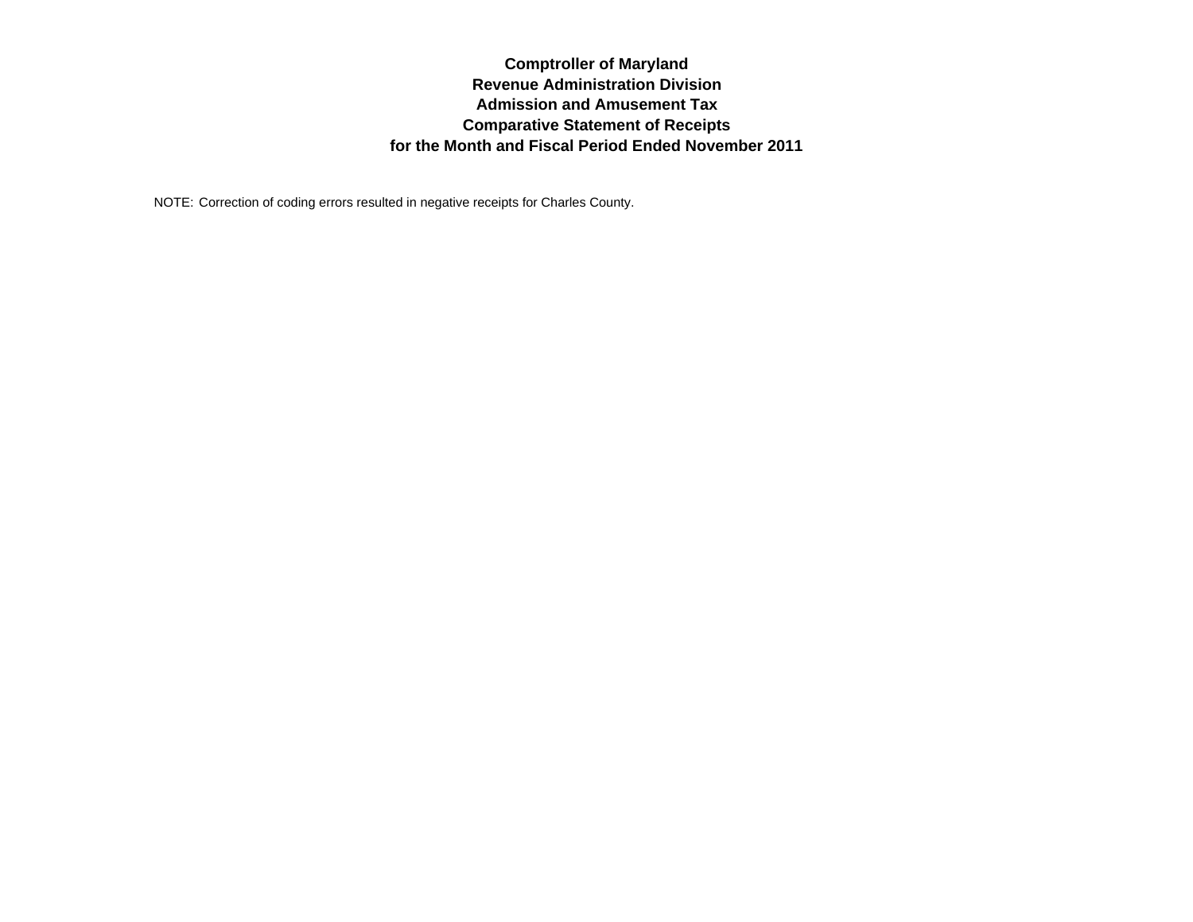# Comptroller of Maryland
## Revenue Administration Division
## Admission and Amusement Tax
## Comparative Statement of Receipts
## for the Month and Fiscal Period Ended November 2011

NOTE: Correction of coding errors resulted in negative receipts for Charles County.